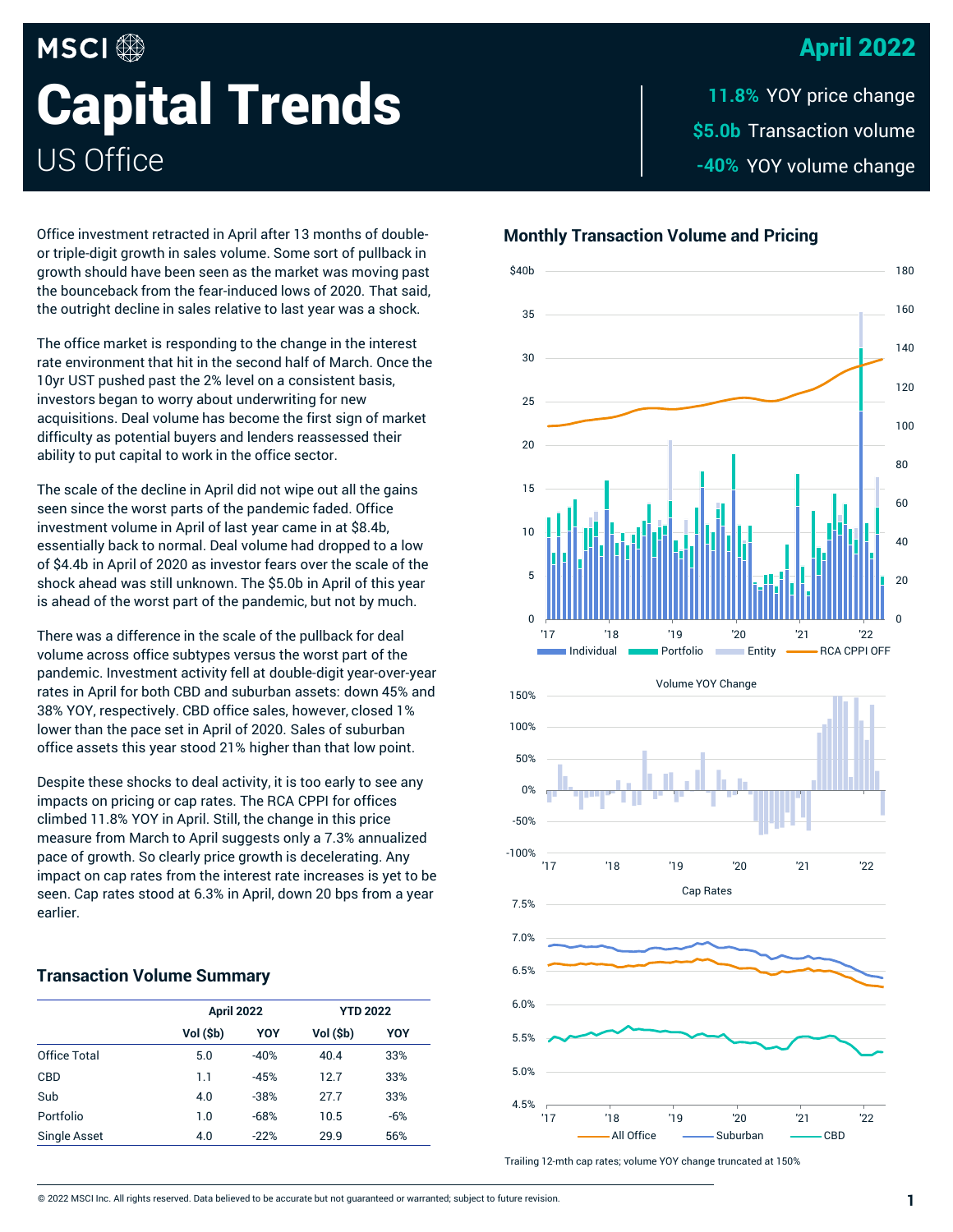MSCI

# Capital Trends

US Office

## April 2022

**11.8%** YOY price change

**$5.0b** Transaction volume

**-40%** YOY volume change

Office investment retracted in April after 13 months of double- or triple-digit growth in sales volume. Some sort of pullback in growth should have been seen as the market was moving past the bounceback from the fear-induced lows of 2020. That said, the outright decline in sales relative to last year was a shock.

The office market is responding to the change in the interest rate environment that hit in the second half of March. Once the 10yr UST pushed past the 2% level on a consistent basis, investors began to worry about underwriting for new acquisitions. Deal volume has become the first sign of market difficulty as potential buyers and lenders reassessed their ability to put capital to work in the office sector.

The scale of the decline in April did not wipe out all the gains seen since the worst parts of the pandemic faded. Office investment volume in April of last year came in at $8.4b, essentially back to normal. Deal volume had dropped to a low of $4.4b in April of 2020 as investor fears over the scale of the shock ahead was still unknown. The $5.0b in April of this year is ahead of the worst part of the pandemic, but not by much.

There was a difference in the scale of the pullback for deal volume across office subtypes versus the worst part of the pandemic. Investment activity fell at double-digit year-over-year rates in April for both CBD and suburban assets: down 45% and 38% YOY, respectively. CBD office sales, however, closed 1% lower than the pace set in April of 2020. Sales of suburban office assets this year stood 21% higher than that low point.

Despite these shocks to deal activity, it is too early to see any impacts on pricing or cap rates. The RCA CPPI for offices climbed 11.8% YOY in April. Still, the change in this price measure from March to April suggests only a 7.3% annualized pace of growth. So clearly price growth is decelerating. Any impact on cap rates from the interest rate increases is yet to be seen. Cap rates stood at 6.3% in April, down 20 bps from a year earlier.

### Transaction Volume Summary

| | April 2022 | | YTD 2022 | |
|---|---|---|---|---|
| | Vol ($b) | YOY | Vol ($b) | YOY |
| Office Total | 5.0 | -40% | 40.4 | 33% |
| CBD | 1.1 | -45% | 12.7 | 33% |
| Sub | 4.0 | -38% | 27.7 | 33% |
| Portfolio | 1.0 | -68% | 10.5 | -6% |
| Single Asset | 4.0 | -22% | 29.9 | 56% |

### Monthly Transaction Volume and Pricing

Individual, Portfolio, Entity, RCA CPPI OFF

Volume YOY Change

Cap Rates

All Office, Suburban, CBD

Trailing 12-mth cap rates; volume YOY change truncated at 150%

© 2022 MSCI Inc. All rights reserved. Data believed to be accurate but not guaranteed or warranted; subject to future revision.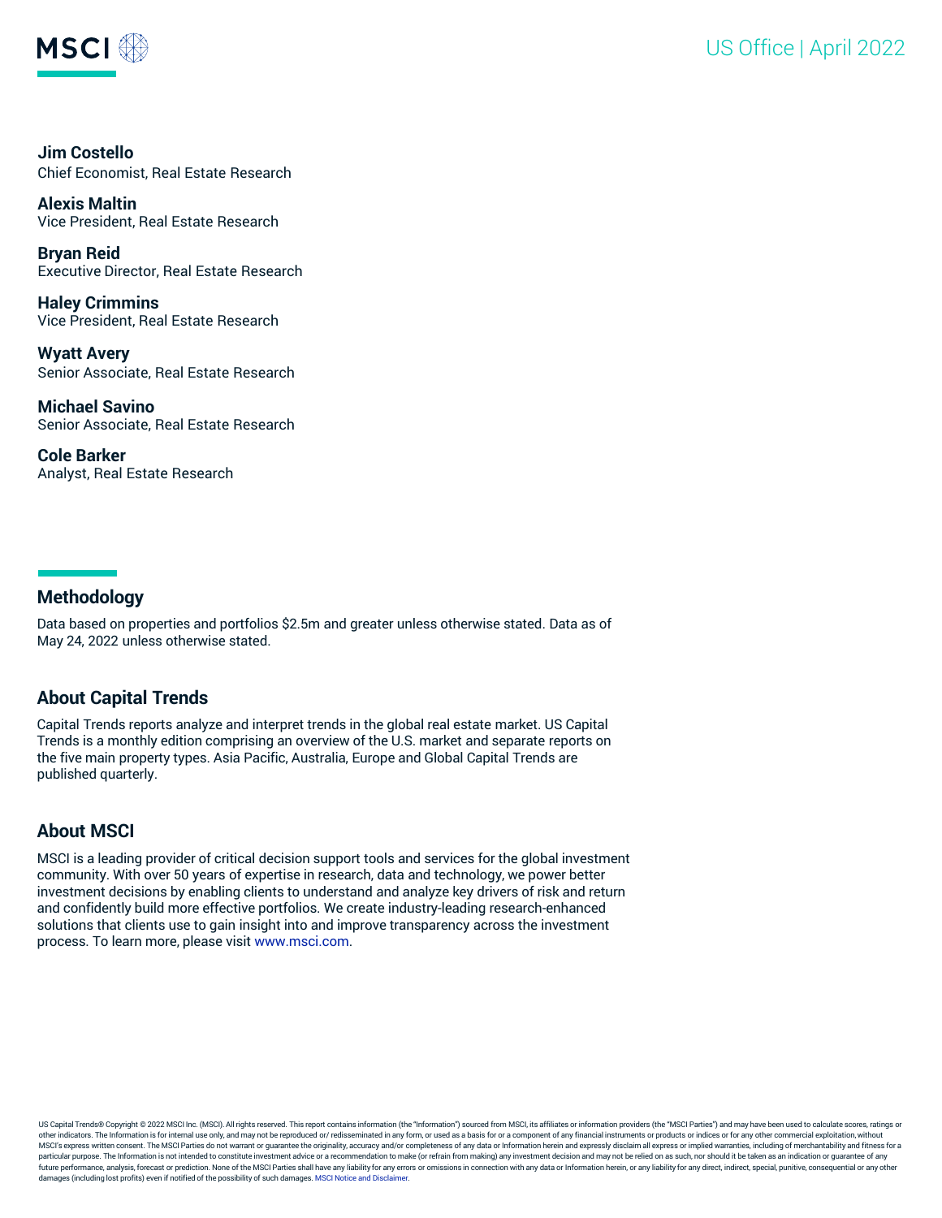**Jim Costello**
Chief Economist, Real Estate Research

**Alexis Maltin**
Vice President, Real Estate Research

**Bryan Reid**
Executive Director, Real Estate Research

**Haley Crimmins**
Vice President, Real Estate Research

**Wyatt Avery**
Senior Associate, Real Estate Research

**Michael Savino**
Senior Associate, Real Estate Research

**Cole Barker**
Analyst, Real Estate Research

## Methodology

Data based on properties and portfolios $2.5m and greater unless otherwise stated. Data as of May 24, 2022 unless otherwise stated.

## About Capital Trends

Capital Trends reports analyze and interpret trends in the global real estate market. US Capital Trends is a monthly edition comprising an overview of the U.S. market and separate reports on the five main property types. Asia Pacific, Australia, Europe and Global Capital Trends are published quarterly.

## About MSCI

MSCI is a leading provider of critical decision support tools and services for the global investment community. With over 50 years of expertise in research, data and technology, we power better investment decisions by enabling clients to understand and analyze key drivers of risk and return and confidently build more effective portfolios. We create industry-leading research-enhanced solutions that clients use to gain insight into and improve transparency across the investment process. To learn more, please visit www.msci.com.

US Capital Trends® Copyright © 2022 MSCI Inc. (MSCI). All rights reserved. This report contains information (the "Information") sourced from MSCI, its affiliates or information providers (the "MSCI Parties") and may have been used to calculate scores, ratings or other indicators. The Information is for internal use only, and may not be reproduced or/ redisseminated in any form, or used as a basis for or a component of any financial instruments or products or indices or for any other commercial exploitation, without MSCI's express written consent. The MSCI Parties do not warrant or guarantee the originality, accuracy and/or completeness of any data or Information herein and expressly disclaim all express or implied warranties, including of merchantability and fitness for a particular purpose. The Information is not intended to constitute investment advice or a recommendation to make (or refrain from making) any investment decision and may not be relied on as such, nor should it be taken as an indication or guarantee of any future performance, analysis, forecast or prediction. None of the MSCI Parties shall have any liability for any errors or omissions in connection with any data or Information herein, or any liability for any direct, indirect, special, punitive, consequential or any other damages (including lost profits) even if notified of the possibility of such damages. MSCI Notice and Disclaimer.